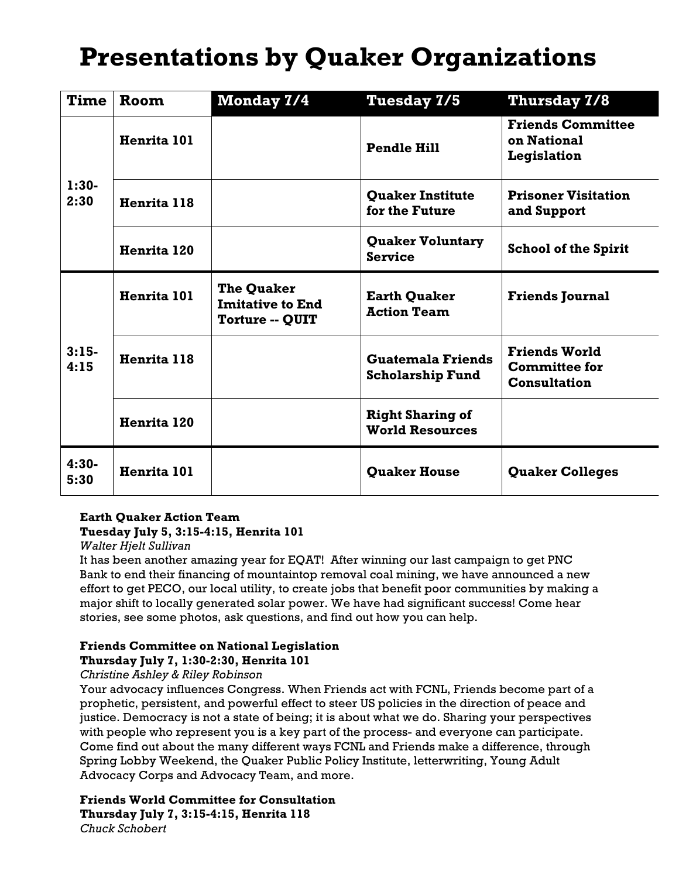# Presentations by Quaker Organizations

| Time | Room | Monday 7/4 | Tuesday 7/5 | Thursday 7/8 |
|---|---|---|---|---|
| 1:30-2:30 | Henrita 101 | | **Pendle Hill** | **Friends Committee on National Legislation** |
| | Henrita 118 | | **Quaker Institute for the Future** | **Prisoner Visitation and Support** |
| | Henrita 120 | | **Quaker Voluntary Service** | **School of the Spirit** |
| 3:15-4:15 | Henrita 101 | **The Quaker Imitative to End Torture -- QUIT** | **Earth Quaker Action Team** | **Friends Journal** |
| | Henrita 118 | | **Guatemala Friends Scholarship Fund** | **Friends World Committee for Consultation** |
| | Henrita 120 | | **Right Sharing of World Resources** | |
| 4:30-5:30 | Henrita 101 | | **Quaker House** | **Quaker Colleges** |

**Earth Quaker Action Team**
**Tuesday July 5, 3:15-4:15, Henrita 101**
*Walter Hjelt Sullivan*
It has been another amazing year for EQAT! After winning our last campaign to get PNC Bank to end their financing of mountaintop removal coal mining, we have announced a new effort to get PECO, our local utility, to create jobs that benefit poor communities by making a major shift to locally generated solar power. We have had significant success! Come hear stories, see some photos, ask questions, and find out how you can help.

**Friends Committee on National Legislation**
**Thursday July 7, 1:30-2:30, Henrita 101**
*Christine Ashley & Riley Robinson*
Your advocacy influences Congress. When Friends act with FCNL, Friends become part of a prophetic, persistent, and powerful effect to steer US policies in the direction of peace and justice. Democracy is not a state of being; it is about what we do. Sharing your perspectives with people who represent you is a key part of the process- and everyone can participate. Come find out about the many different ways FCNL and Friends make a difference, through Spring Lobby Weekend, the Quaker Public Policy Institute, letterwriting, Young Adult Advocacy Corps and Advocacy Team, and more.

**Friends World Committee for Consultation**
**Thursday July 7, 3:15-4:15, Henrita 118**
*Chuck Schobert*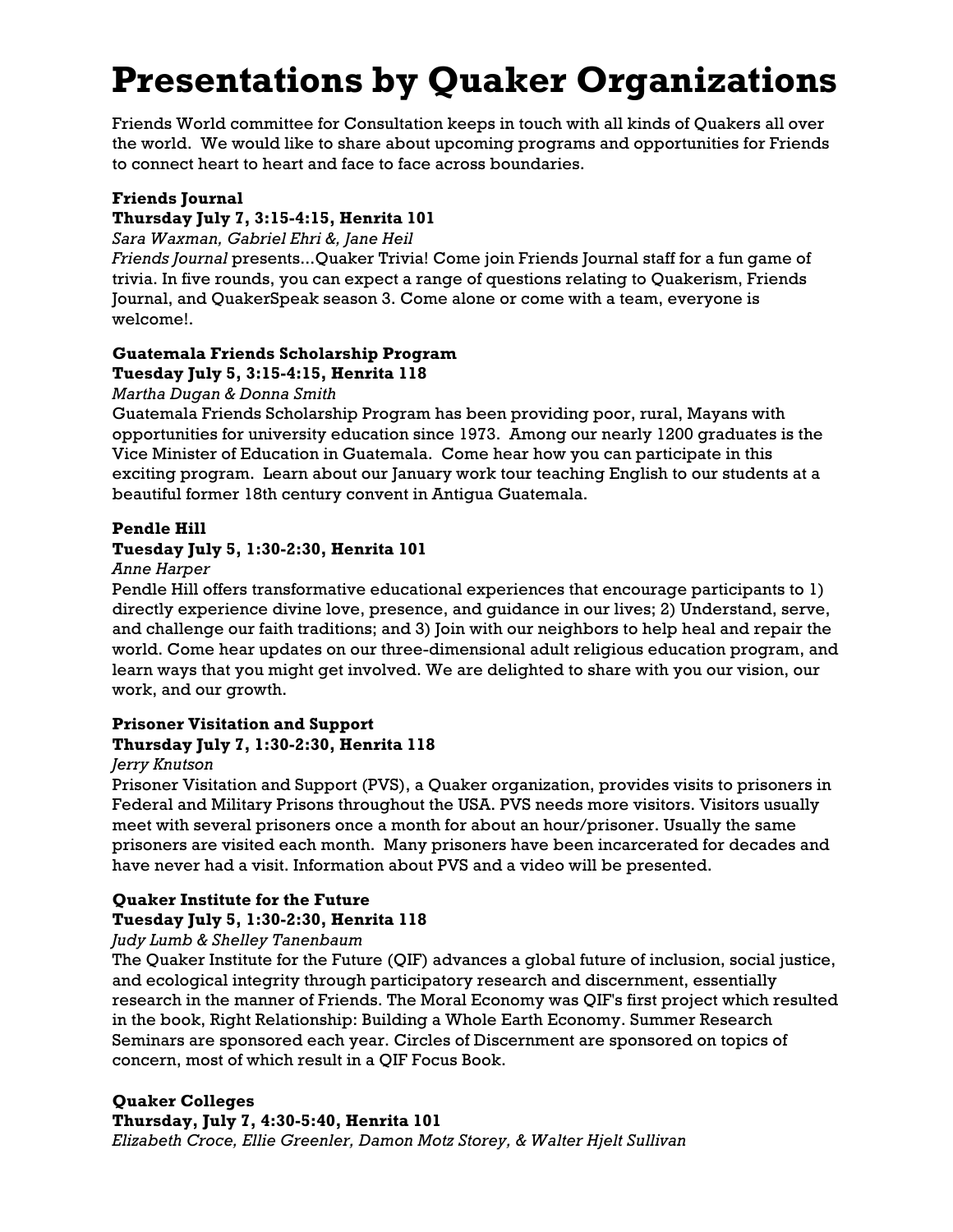# Presentations by Quaker Organizations

Friends World committee for Consultation keeps in touch with all kinds of Quakers all over the world. We would like to share about upcoming programs and opportunities for Friends to connect heart to heart and face to face across boundaries.

**Friends Journal**
**Thursday July 7, 3:15-4:15, Henrita 101**
*Sara Waxman, Gabriel Ehri &, Jane Heil*
*Friends Journal* presents...Quaker Trivia! Come join Friends Journal staff for a fun game of trivia. In five rounds, you can expect a range of questions relating to Quakerism, Friends Journal, and QuakerSpeak season 3. Come alone or come with a team, everyone is welcome!.

**Guatemala Friends Scholarship Program**
**Tuesday July 5, 3:15-4:15, Henrita 118**
*Martha Dugan & Donna Smith*
Guatemala Friends Scholarship Program has been providing poor, rural, Mayans with opportunities for university education since 1973. Among our nearly 1200 graduates is the Vice Minister of Education in Guatemala. Come hear how you can participate in this exciting program. Learn about our January work tour teaching English to our students at a beautiful former 18th century convent in Antigua Guatemala.

**Pendle Hill**
**Tuesday July 5, 1:30-2:30, Henrita 101**
*Anne Harper*
Pendle Hill offers transformative educational experiences that encourage participants to 1) directly experience divine love, presence, and guidance in our lives; 2) Understand, serve, and challenge our faith traditions; and 3) Join with our neighbors to help heal and repair the world. Come hear updates on our three-dimensional adult religious education program, and learn ways that you might get involved. We are delighted to share with you our vision, our work, and our growth.

**Prisoner Visitation and Support**
**Thursday July 7, 1:30-2:30, Henrita 118**
*Jerry Knutson*
Prisoner Visitation and Support (PVS), a Quaker organization, provides visits to prisoners in Federal and Military Prisons throughout the USA. PVS needs more visitors. Visitors usually meet with several prisoners once a month for about an hour/prisoner. Usually the same prisoners are visited each month. Many prisoners have been incarcerated for decades and have never had a visit. Information about PVS and a video will be presented.

**Quaker Institute for the Future**
**Tuesday July 5, 1:30-2:30, Henrita 118**
*Judy Lumb & Shelley Tanenbaum*
The Quaker Institute for the Future (QIF) advances a global future of inclusion, social justice, and ecological integrity through participatory research and discernment, essentially research in the manner of Friends. The Moral Economy was QIF's first project which resulted in the book, Right Relationship: Building a Whole Earth Economy. Summer Research Seminars are sponsored each year. Circles of Discernment are sponsored on topics of concern, most of which result in a QIF Focus Book.

**Quaker Colleges**
**Thursday, July 7, 4:30-5:40, Henrita 101**
*Elizabeth Croce, Ellie Greenler, Damon Motz Storey, & Walter Hjelt Sullivan*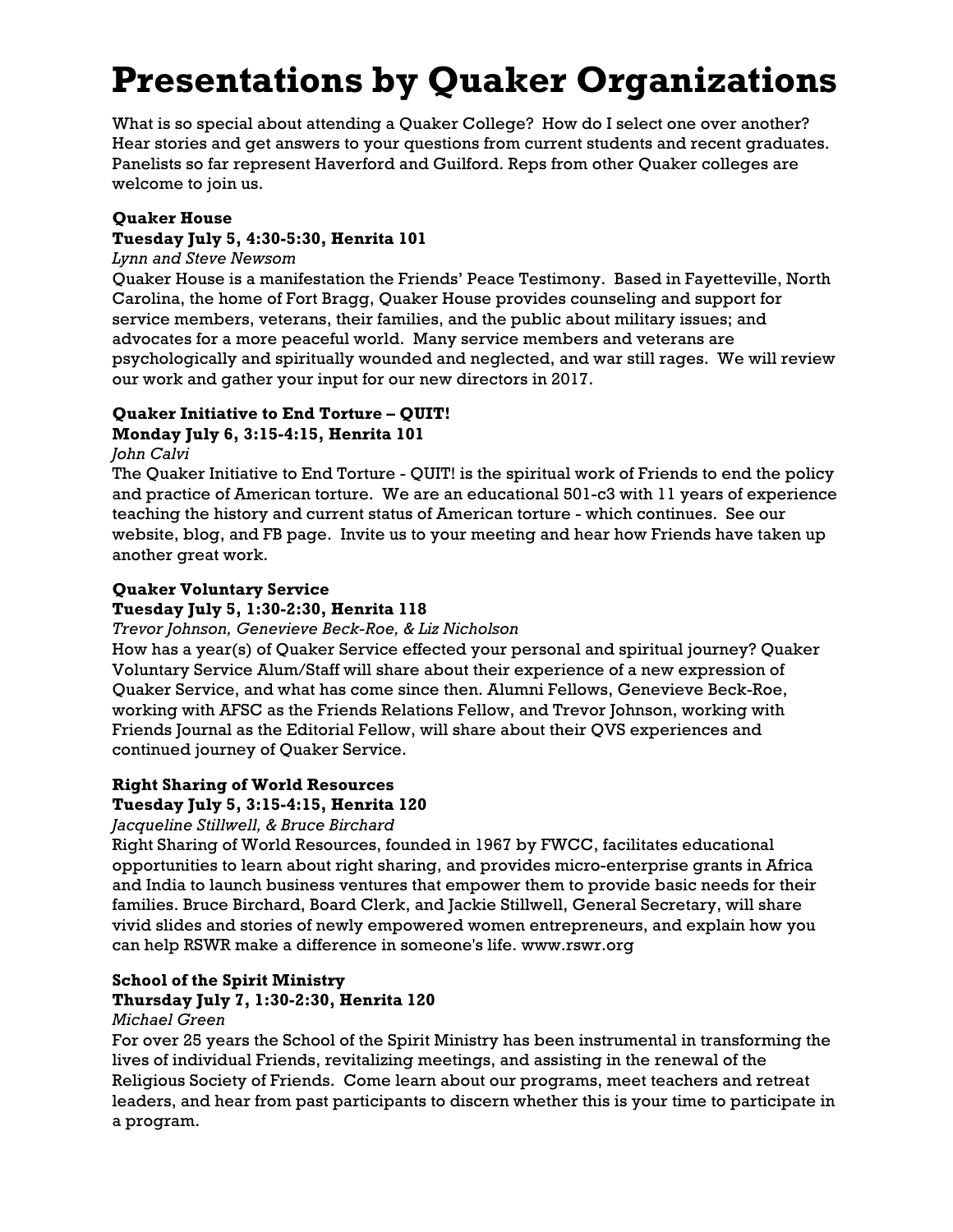# Presentations by Quaker Organizations

What is so special about attending a Quaker College? How do I select one over another? Hear stories and get answers to your questions from current students and recent graduates. Panelists so far represent Haverford and Guilford. Reps from other Quaker colleges are welcome to join us.

**Quaker House**
**Tuesday July 5, 4:30-5:30, Henrita 101**
*Lynn and Steve Newsom*
Quaker House is a manifestation the Friends' Peace Testimony. Based in Fayetteville, North Carolina, the home of Fort Bragg, Quaker House provides counseling and support for service members, veterans, their families, and the public about military issues; and advocates for a more peaceful world. Many service members and veterans are psychologically and spiritually wounded and neglected, and war still rages. We will review our work and gather your input for our new directors in 2017.

**Quaker Initiative to End Torture – QUIT!**
**Monday July 6, 3:15-4:15, Henrita 101**
*John Calvi*
The Quaker Initiative to End Torture - QUIT! is the spiritual work of Friends to end the policy and practice of American torture. We are an educational 501-c3 with 11 years of experience teaching the history and current status of American torture - which continues. See our website, blog, and FB page. Invite us to your meeting and hear how Friends have taken up another great work.

**Quaker Voluntary Service**
**Tuesday July 5, 1:30-2:30, Henrita 118**
*Trevor Johnson, Genevieve Beck-Roe, & Liz Nicholson*
How has a year(s) of Quaker Service effected your personal and spiritual journey? Quaker Voluntary Service Alum/Staff will share about their experience of a new expression of Quaker Service, and what has come since then. Alumni Fellows, Genevieve Beck-Roe, working with AFSC as the Friends Relations Fellow, and Trevor Johnson, working with Friends Journal as the Editorial Fellow, will share about their QVS experiences and continued journey of Quaker Service.

**Right Sharing of World Resources**
**Tuesday July 5, 3:15-4:15, Henrita 120**
*Jacqueline Stillwell, & Bruce Birchard*
Right Sharing of World Resources, founded in 1967 by FWCC, facilitates educational opportunities to learn about right sharing, and provides micro-enterprise grants in Africa and India to launch business ventures that empower them to provide basic needs for their families. Bruce Birchard, Board Clerk, and Jackie Stillwell, General Secretary, will share vivid slides and stories of newly empowered women entrepreneurs, and explain how you can help RSWR make a difference in someone's life. www.rswr.org

**School of the Spirit Ministry**
**Thursday July 7, 1:30-2:30, Henrita 120**
*Michael Green*
For over 25 years the School of the Spirit Ministry has been instrumental in transforming the lives of individual Friends, revitalizing meetings, and assisting in the renewal of the Religious Society of Friends. Come learn about our programs, meet teachers and retreat leaders, and hear from past participants to discern whether this is your time to participate in a program.